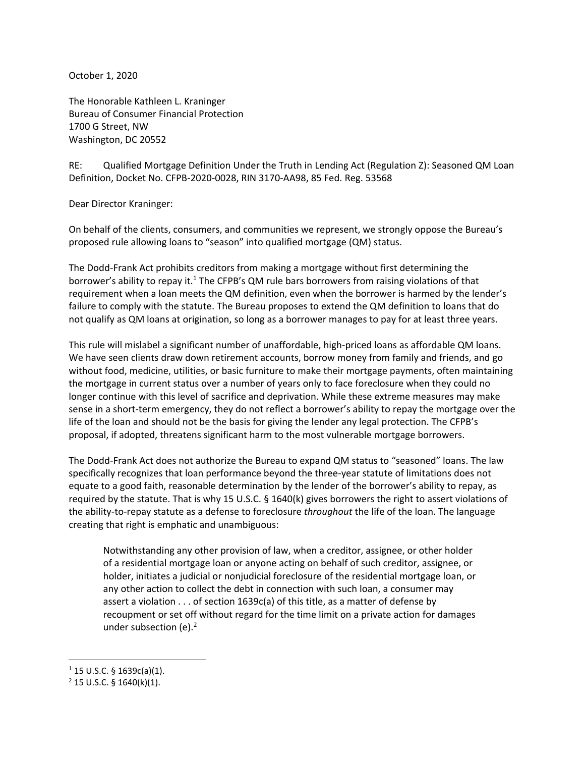October 1, 2020

The Honorable Kathleen L. Kraninger
Bureau of Consumer Financial Protection
1700 G Street, NW
Washington, DC 20552

RE: Qualified Mortgage Definition Under the Truth in Lending Act (Regulation Z): Seasoned QM Loan Definition, Docket No. CFPB-2020-0028, RIN 3170-AA98, 85 Fed. Reg. 53568

Dear Director Kraninger:

On behalf of the clients, consumers, and communities we represent, we strongly oppose the Bureau's proposed rule allowing loans to "season" into qualified mortgage (QM) status.

The Dodd-Frank Act prohibits creditors from making a mortgage without first determining the borrower's ability to repay it.[1] The CFPB's QM rule bars borrowers from raising violations of that requirement when a loan meets the QM definition, even when the borrower is harmed by the lender's failure to comply with the statute. The Bureau proposes to extend the QM definition to loans that do not qualify as QM loans at origination, so long as a borrower manages to pay for at least three years.

This rule will mislabel a significant number of unaffordable, high-priced loans as affordable QM loans. We have seen clients draw down retirement accounts, borrow money from family and friends, and go without food, medicine, utilities, or basic furniture to make their mortgage payments, often maintaining the mortgage in current status over a number of years only to face foreclosure when they could no longer continue with this level of sacrifice and deprivation. While these extreme measures may make sense in a short-term emergency, they do not reflect a borrower's ability to repay the mortgage over the life of the loan and should not be the basis for giving the lender any legal protection. The CFPB's proposal, if adopted, threatens significant harm to the most vulnerable mortgage borrowers.

The Dodd-Frank Act does not authorize the Bureau to expand QM status to "seasoned" loans. The law specifically recognizes that loan performance beyond the three-year statute of limitations does not equate to a good faith, reasonable determination by the lender of the borrower's ability to repay, as required by the statute. That is why 15 U.S.C. § 1640(k) gives borrowers the right to assert violations of the ability-to-repay statute as a defense to foreclosure *throughout* the life of the loan. The language creating that right is emphatic and unambiguous:

> Notwithstanding any other provision of law, when a creditor, assignee, or other holder of a residential mortgage loan or anyone acting on behalf of such creditor, assignee, or holder, initiates a judicial or nonjudicial foreclosure of the residential mortgage loan, or any other action to collect the debt in connection with such loan, a consumer may assert a violation . . . of section 1639c(a) of this title, as a matter of defense by recoupment or set off without regard for the time limit on a private action for damages under subsection (e).[2]

---

[1] 15 U.S.C. § 1639c(a)(1).

[2] 15 U.S.C. § 1640(k)(1).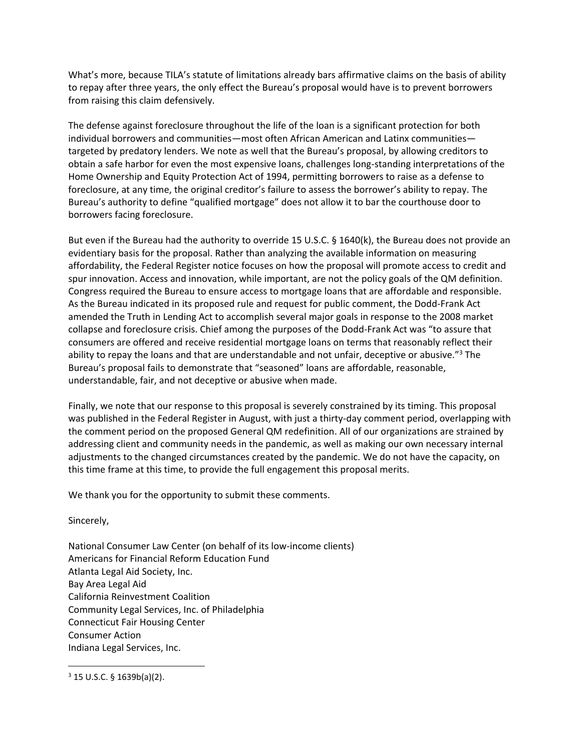What's more, because TILA's statute of limitations already bars affirmative claims on the basis of ability to repay after three years, the only effect the Bureau's proposal would have is to prevent borrowers from raising this claim defensively.

The defense against foreclosure throughout the life of the loan is a significant protection for both individual borrowers and communities—most often African American and Latinx communities—targeted by predatory lenders. We note as well that the Bureau's proposal, by allowing creditors to obtain a safe harbor for even the most expensive loans, challenges long-standing interpretations of the Home Ownership and Equity Protection Act of 1994, permitting borrowers to raise as a defense to foreclosure, at any time, the original creditor's failure to assess the borrower's ability to repay. The Bureau's authority to define "qualified mortgage" does not allow it to bar the courthouse door to borrowers facing foreclosure.

But even if the Bureau had the authority to override 15 U.S.C. § 1640(k), the Bureau does not provide an evidentiary basis for the proposal. Rather than analyzing the available information on measuring affordability, the Federal Register notice focuses on how the proposal will promote access to credit and spur innovation. Access and innovation, while important, are not the policy goals of the QM definition. Congress required the Bureau to ensure access to mortgage loans that are affordable and responsible. As the Bureau indicated in its proposed rule and request for public comment, the Dodd-Frank Act amended the Truth in Lending Act to accomplish several major goals in response to the 2008 market collapse and foreclosure crisis. Chief among the purposes of the Dodd-Frank Act was "to assure that consumers are offered and receive residential mortgage loans on terms that reasonably reflect their ability to repay the loans and that are understandable and not unfair, deceptive or abusive."[3] The Bureau's proposal fails to demonstrate that "seasoned" loans are affordable, reasonable, understandable, fair, and not deceptive or abusive when made.

Finally, we note that our response to this proposal is severely constrained by its timing. This proposal was published in the Federal Register in August, with just a thirty-day comment period, overlapping with the comment period on the proposed General QM redefinition. All of our organizations are strained by addressing client and community needs in the pandemic, as well as making our own necessary internal adjustments to the changed circumstances created by the pandemic. We do not have the capacity, on this time frame at this time, to provide the full engagement this proposal merits.

We thank you for the opportunity to submit these comments.

Sincerely,

National Consumer Law Center (on behalf of its low-income clients)
Americans for Financial Reform Education Fund
Atlanta Legal Aid Society, Inc.
Bay Area Legal Aid
California Reinvestment Coalition
Community Legal Services, Inc. of Philadelphia
Connecticut Fair Housing Center
Consumer Action
Indiana Legal Services, Inc.

---

[3] 15 U.S.C. § 1639b(a)(2).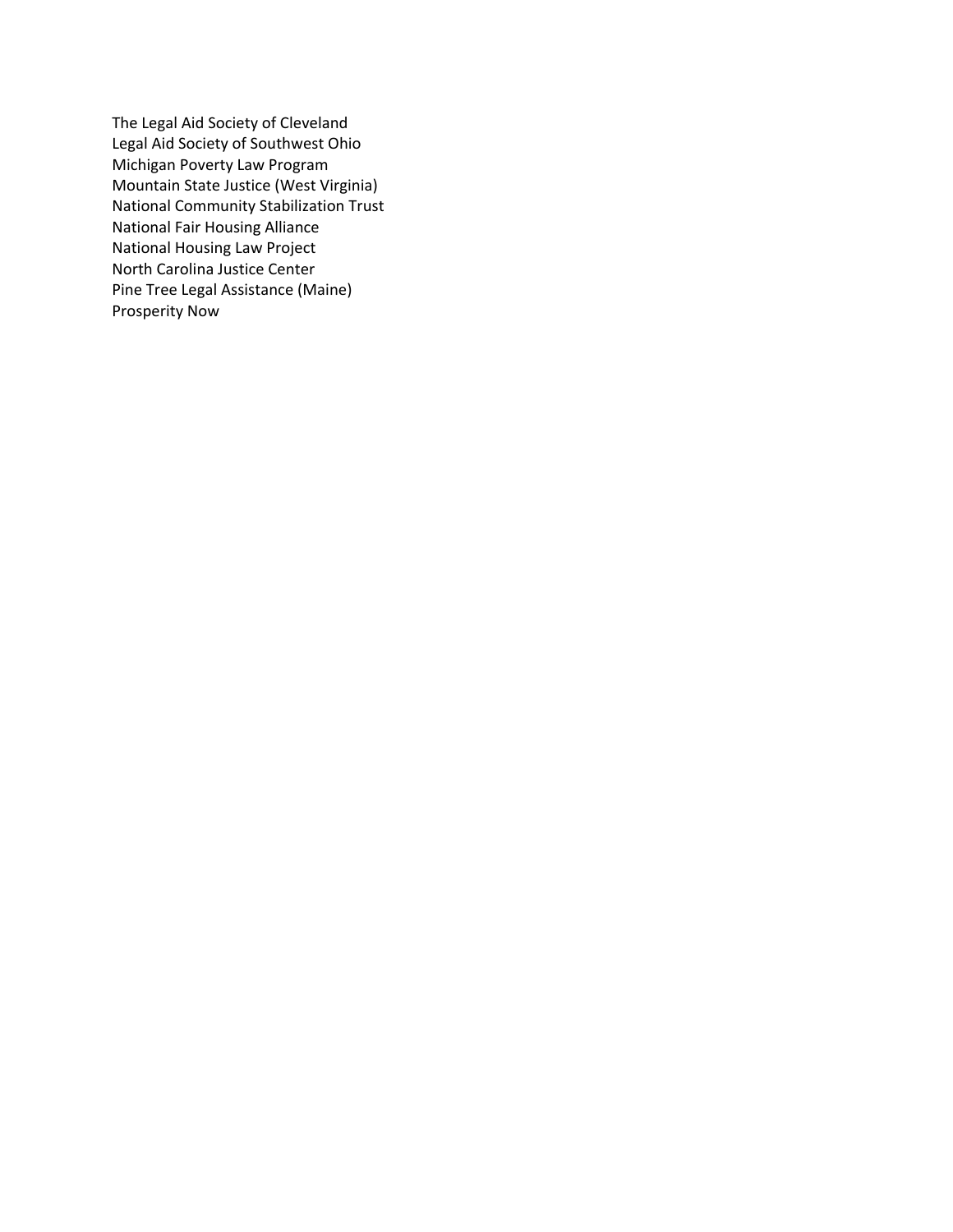The Legal Aid Society of Cleveland
Legal Aid Society of Southwest Ohio
Michigan Poverty Law Program
Mountain State Justice (West Virginia)
National Community Stabilization Trust
National Fair Housing Alliance
National Housing Law Project
North Carolina Justice Center
Pine Tree Legal Assistance (Maine)
Prosperity Now